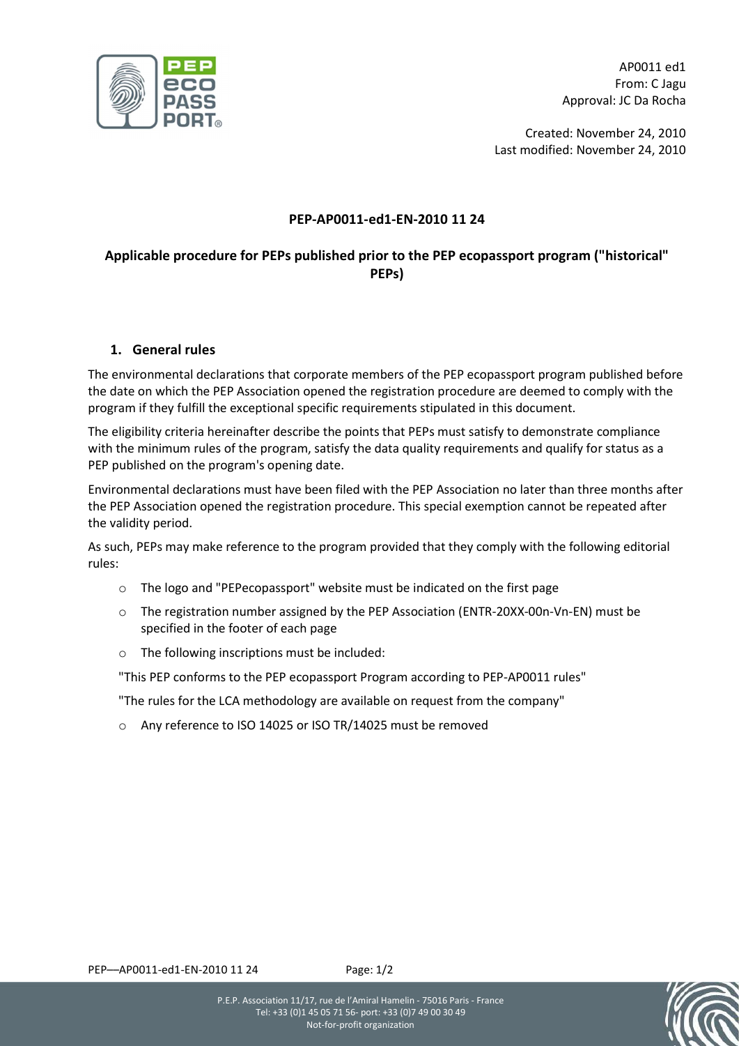AP0011 ed1
From: C Jagu
Approval: JC Da Rocha

Created: November 24, 2010
Last modified: November 24, 2010

**PEP-AP0011-ed1-EN-2010 11 24**

**Applicable procedure for PEPs published prior to the PEP ecopassport program ("historical" PEPs)**

## 1. General rules

The environmental declarations that corporate members of the PEP ecopassport program published before the date on which the PEP Association opened the registration procedure are deemed to comply with the program if they fulfill the exceptional specific requirements stipulated in this document.

The eligibility criteria hereinafter describe the points that PEPs must satisfy to demonstrate compliance with the minimum rules of the program, satisfy the data quality requirements and qualify for status as a PEP published on the program's opening date.

Environmental declarations must have been filed with the PEP Association no later than three months after the PEP Association opened the registration procedure. This special exemption cannot be repeated after the validity period.

As such, PEPs may make reference to the program provided that they comply with the following editorial rules:

- The logo and "PEPecopassport" website must be indicated on the first page
- The registration number assigned by the PEP Association (ENTR-20XX-00n-Vn-EN) must be specified in the footer of each page
- The following inscriptions must be included:

"This PEP conforms to the PEP ecopassport Program according to PEP-AP0011 rules"

"The rules for the LCA methodology are available on request from the company"

- Any reference to ISO 14025 or ISO TR/14025 must be removed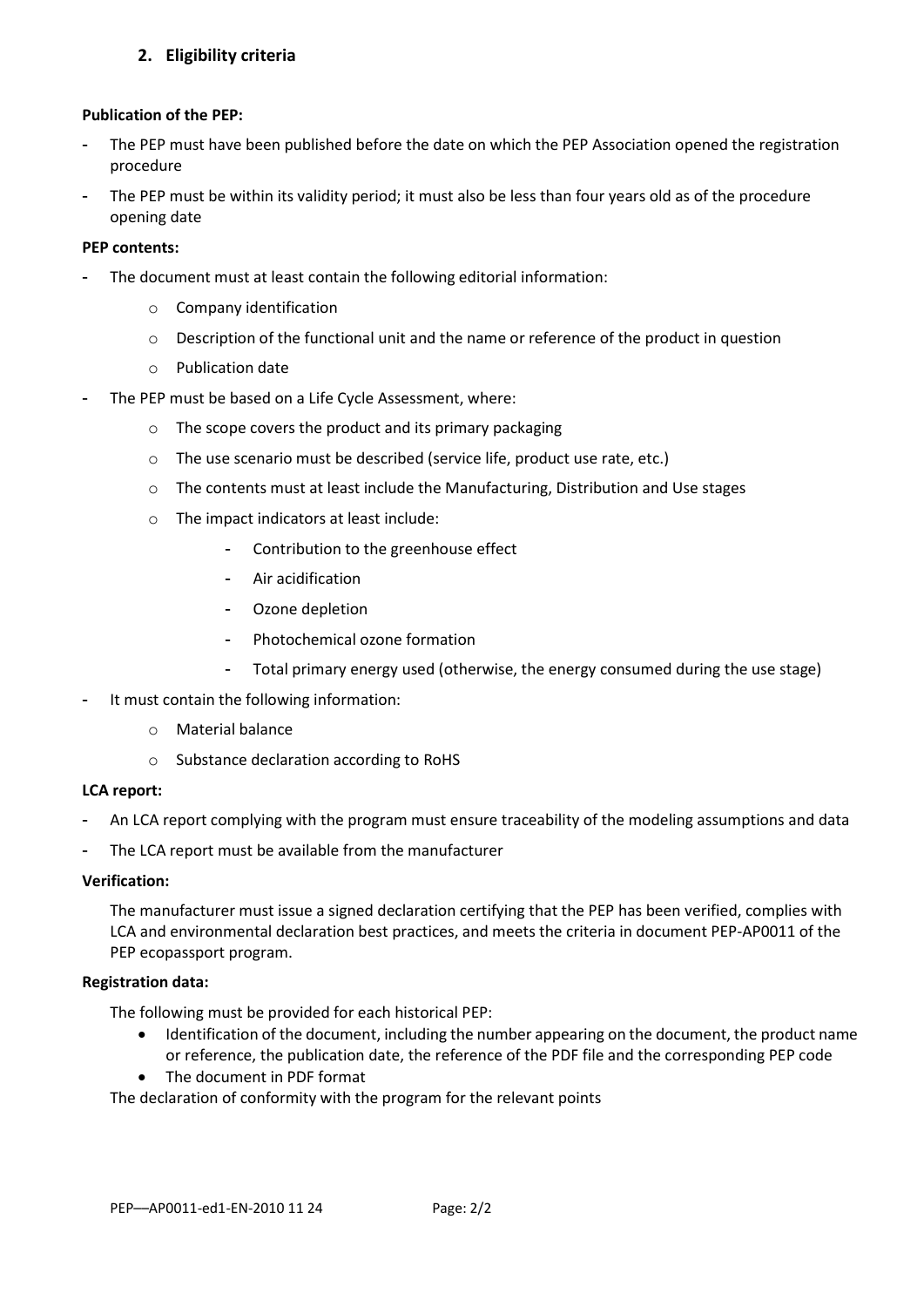## 2. Eligibility criteria

**Publication of the PEP:**

- The PEP must have been published before the date on which the PEP Association opened the registration procedure
- The PEP must be within its validity period; it must also be less than four years old as of the procedure opening date

**PEP contents:**

- The document must at least contain the following editorial information:
  - Company identification
  - Description of the functional unit and the name or reference of the product in question
  - Publication date
- The PEP must be based on a Life Cycle Assessment, where:
  - The scope covers the product and its primary packaging
  - The use scenario must be described (service life, product use rate, etc.)
  - The contents must at least include the Manufacturing, Distribution and Use stages
  - The impact indicators at least include:
    - Contribution to the greenhouse effect
    - Air acidification
    - Ozone depletion
    - Photochemical ozone formation
    - Total primary energy used (otherwise, the energy consumed during the use stage)
- It must contain the following information:
  - Material balance
  - Substance declaration according to RoHS

**LCA report:**

- An LCA report complying with the program must ensure traceability of the modeling assumptions and data
- The LCA report must be available from the manufacturer

**Verification:**

The manufacturer must issue a signed declaration certifying that the PEP has been verified, complies with LCA and environmental declaration best practices, and meets the criteria in document PEP-AP0011 of the PEP ecopassport program.

**Registration data:**

The following must be provided for each historical PEP:

- Identification of the document, including the number appearing on the document, the product name or reference, the publication date, the reference of the PDF file and the corresponding PEP code
- The document in PDF format

The declaration of conformity with the program for the relevant points